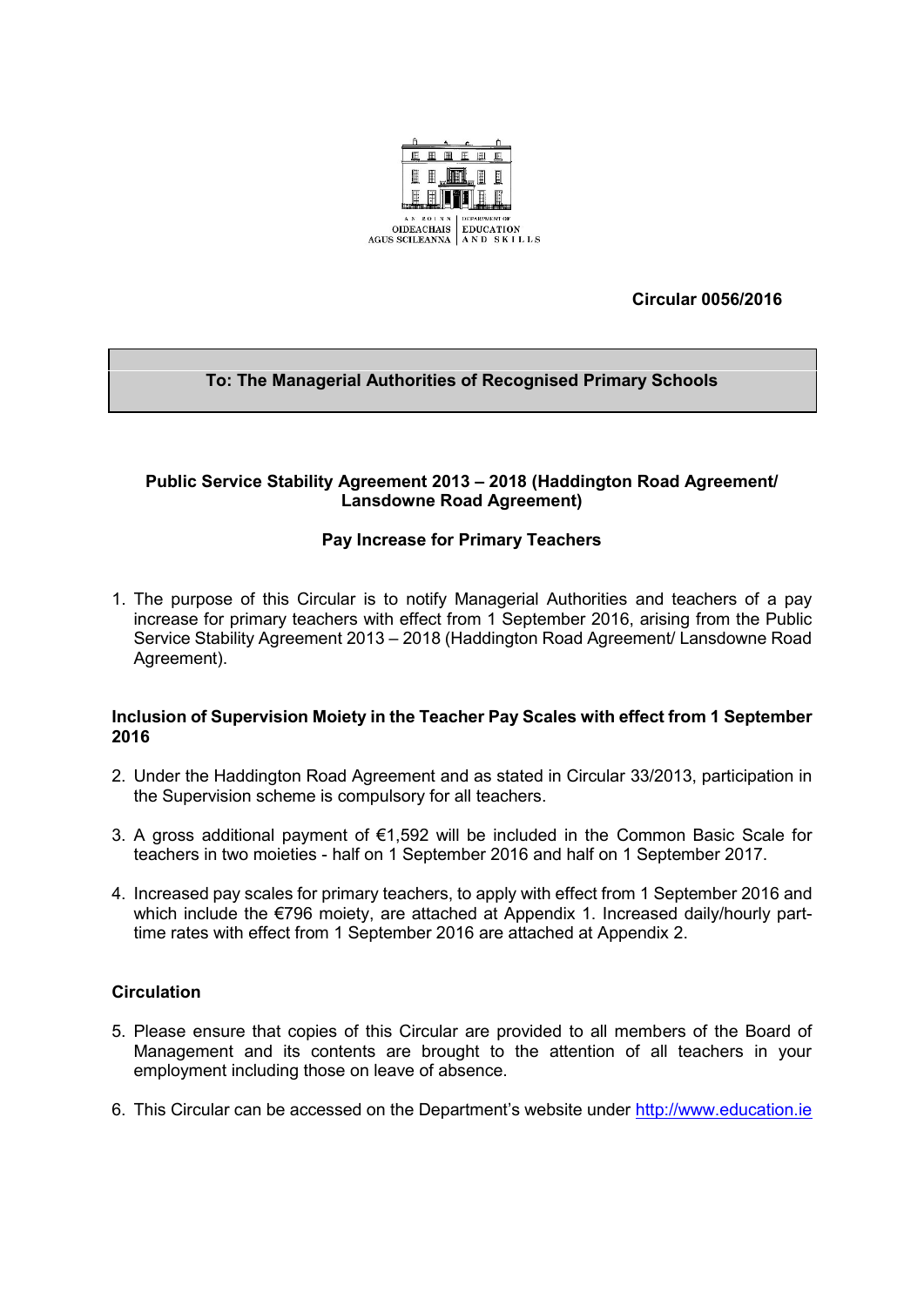AN ROINN OIDEACHAIS AGUS SCILEANNA | DEPARTMENT OF EDUCATION AND SKILLS

**Circular 0056/2016**

**To: The Managerial Authorities of Recognised Primary Schools**

## Public Service Stability Agreement 2013 – 2018 (Haddington Road Agreement/ Lansdowne Road Agreement)

## Pay Increase for Primary Teachers

1. The purpose of this Circular is to notify Managerial Authorities and teachers of a pay increase for primary teachers with effect from 1 September 2016, arising from the Public Service Stability Agreement 2013 – 2018 (Haddington Road Agreement/ Lansdowne Road Agreement).

### Inclusion of Supervision Moiety in the Teacher Pay Scales with effect from 1 September 2016

2. Under the Haddington Road Agreement and as stated in Circular 33/2013, participation in the Supervision scheme is compulsory for all teachers.
3. A gross additional payment of €1,592 will be included in the Common Basic Scale for teachers in two moieties - half on 1 September 2016 and half on 1 September 2017.
4. Increased pay scales for primary teachers, to apply with effect from 1 September 2016 and which include the €796 moiety, are attached at Appendix 1. Increased daily/hourly part-time rates with effect from 1 September 2016 are attached at Appendix 2.

### Circulation

5. Please ensure that copies of this Circular are provided to all members of the Board of Management and its contents are brought to the attention of all teachers in your employment including those on leave of absence.
6. This Circular can be accessed on the Department's website under http://www.education.ie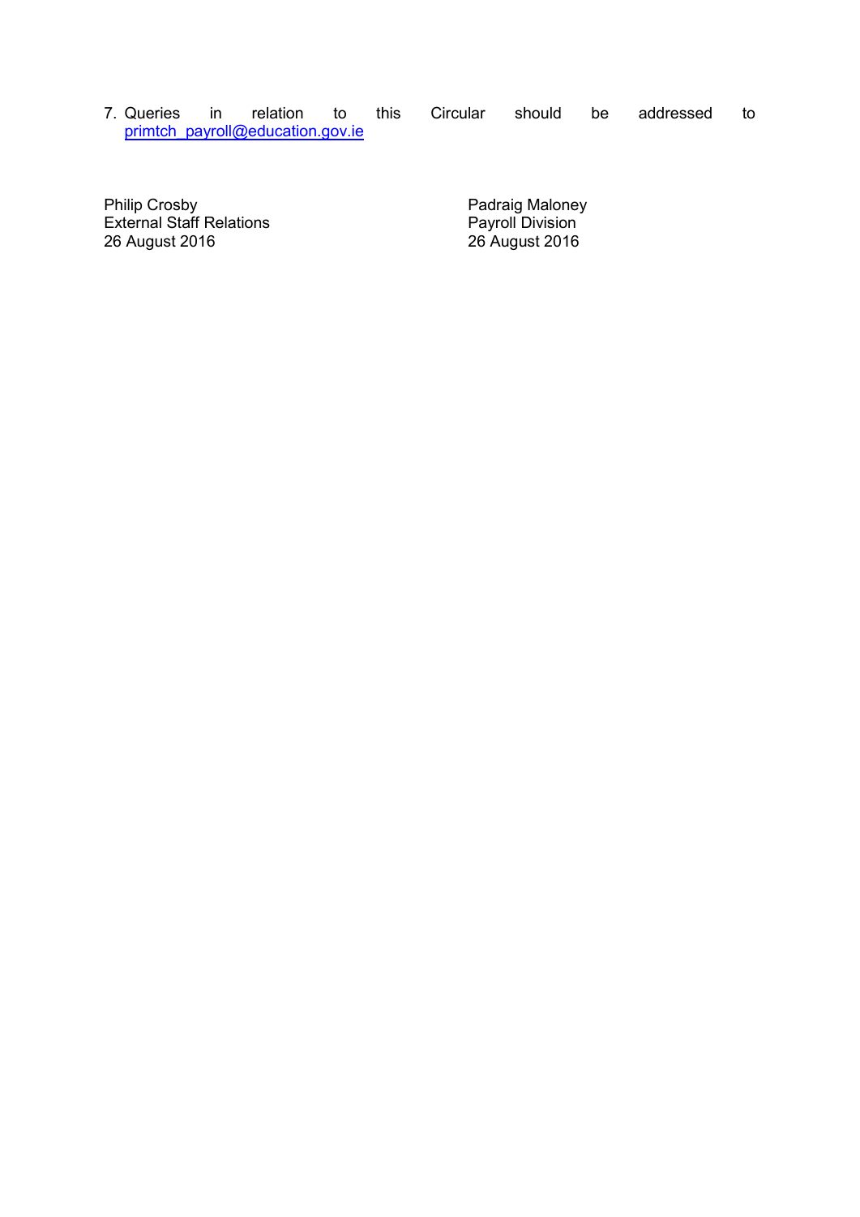7. Queries in relation to this Circular should be addressed to primtch_payroll@education.gov.ie

Philip Crosby
External Staff Relations
26 August 2016

Padraig Maloney
Payroll Division
26 August 2016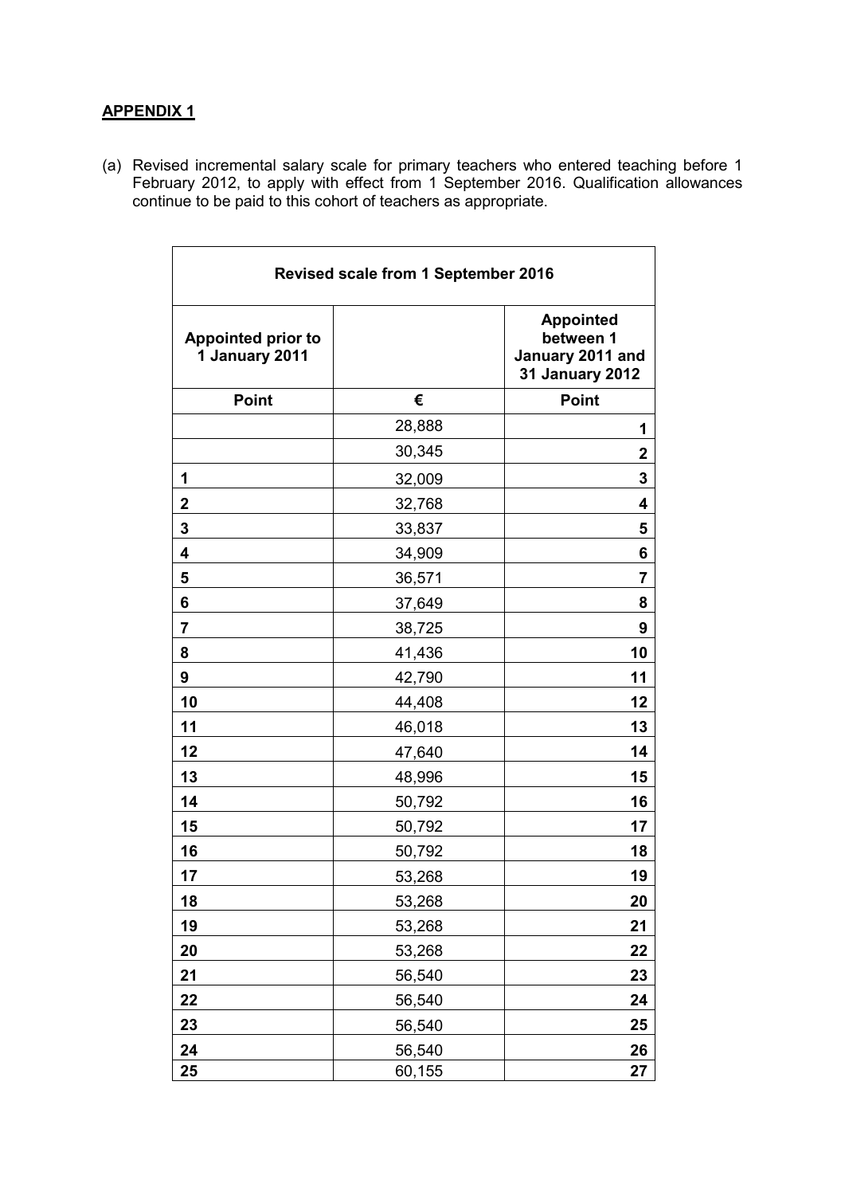**APPENDIX 1**

(a) Revised incremental salary scale for primary teachers who entered teaching before 1 February 2012, to apply with effect from 1 September 2016. Qualification allowances continue to be paid to this cohort of teachers as appropriate.

| Revised scale from 1 September 2016 | | |
|---|---|---|
| **Appointed prior to 1 January 2011** | | **Appointed between 1 January 2011 and 31 January 2012** |
| **Point** | **€** | **Point** |
| | 28,888 | **1** |
| | 30,345 | **2** |
| **1** | 32,009 | **3** |
| **2** | 32,768 | **4** |
| **3** | 33,837 | **5** |
| **4** | 34,909 | **6** |
| **5** | 36,571 | **7** |
| **6** | 37,649 | **8** |
| **7** | 38,725 | **9** |
| **8** | 41,436 | **10** |
| **9** | 42,790 | **11** |
| **10** | 44,408 | **12** |
| **11** | 46,018 | **13** |
| **12** | 47,640 | **14** |
| **13** | 48,996 | **15** |
| **14** | 50,792 | **16** |
| **15** | 50,792 | **17** |
| **16** | 50,792 | **18** |
| **17** | 53,268 | **19** |
| **18** | 53,268 | **20** |
| **19** | 53,268 | **21** |
| **20** | 53,268 | **22** |
| **21** | 56,540 | **23** |
| **22** | 56,540 | **24** |
| **23** | 56,540 | **25** |
| **24** | 56,540 | **26** |
| **25** | 60,155 | **27** |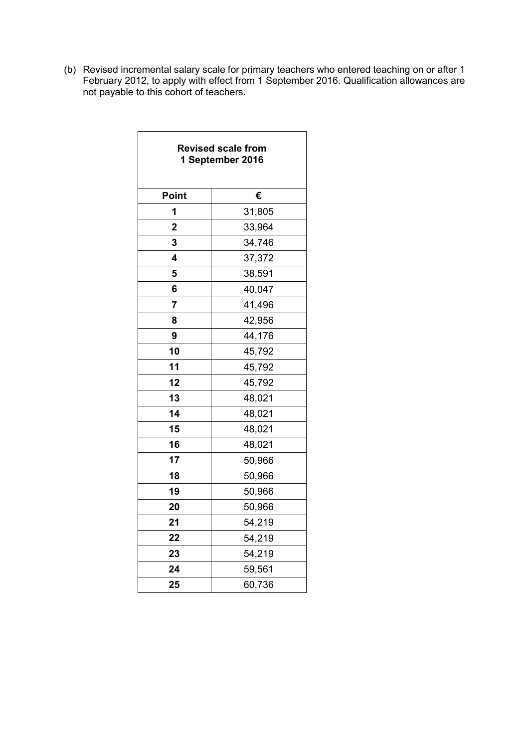(b) Revised incremental salary scale for primary teachers who entered teaching on or after 1 February 2012, to apply with effect from 1 September 2016. Qualification allowances are not payable to this cohort of teachers.

| **Revised scale from 1 September 2016** | |
|---|---|
| **Point** | **€** |
| **1** | 31,805 |
| **2** | 33,964 |
| **3** | 34,746 |
| **4** | 37,372 |
| **5** | 38,591 |
| **6** | 40,047 |
| **7** | 41,496 |
| **8** | 42,956 |
| **9** | 44,176 |
| **10** | 45,792 |
| **11** | 45,792 |
| **12** | 45,792 |
| **13** | 48,021 |
| **14** | 48,021 |
| **15** | 48,021 |
| **16** | 48,021 |
| **17** | 50,966 |
| **18** | 50,966 |
| **19** | 50,966 |
| **20** | 50,966 |
| **21** | 54,219 |
| **22** | 54,219 |
| **23** | 54,219 |
| **24** | 59,561 |
| **25** | 60,736 |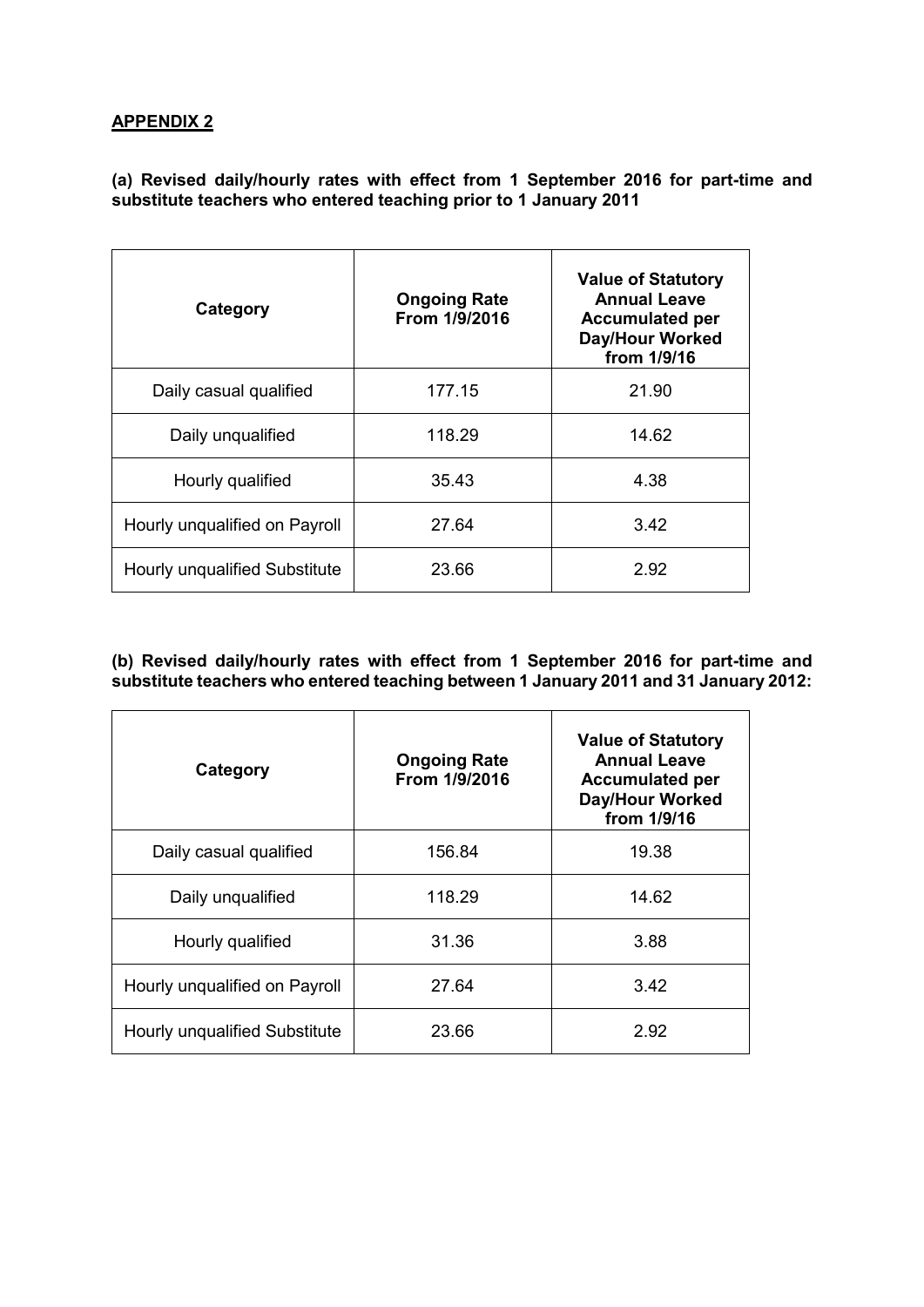**APPENDIX 2**

**(a) Revised daily/hourly rates with effect from 1 September 2016 for part-time and substitute teachers who entered teaching prior to 1 January 2011**

| Category | Ongoing Rate From 1/9/2016 | Value of Statutory Annual Leave Accumulated per Day/Hour Worked from 1/9/16 |
|---|---|---|
| Daily casual qualified | 177.15 | 21.90 |
| Daily unqualified | 118.29 | 14.62 |
| Hourly qualified | 35.43 | 4.38 |
| Hourly unqualified on Payroll | 27.64 | 3.42 |
| Hourly unqualified Substitute | 23.66 | 2.92 |

**(b) Revised daily/hourly rates with effect from 1 September 2016 for part-time and substitute teachers who entered teaching between 1 January 2011 and 31 January 2012:**

| Category | Ongoing Rate From 1/9/2016 | Value of Statutory Annual Leave Accumulated per Day/Hour Worked from 1/9/16 |
|---|---|---|
| Daily casual qualified | 156.84 | 19.38 |
| Daily unqualified | 118.29 | 14.62 |
| Hourly qualified | 31.36 | 3.88 |
| Hourly unqualified on Payroll | 27.64 | 3.42 |
| Hourly unqualified Substitute | 23.66 | 2.92 |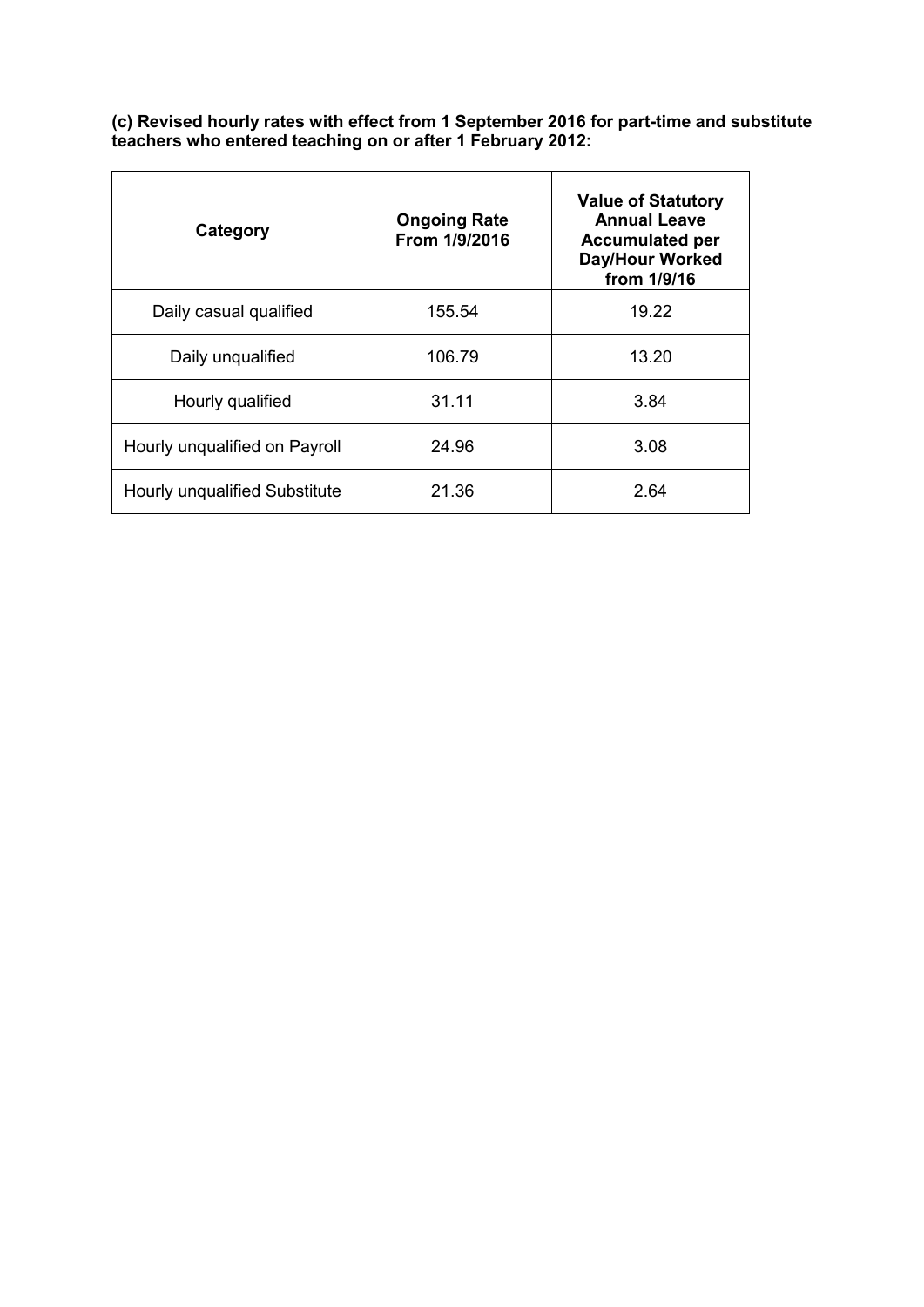**(c) Revised hourly rates with effect from 1 September 2016 for part-time and substitute teachers who entered teaching on or after 1 February 2012:**

| Category | Ongoing Rate From 1/9/2016 | Value of Statutory Annual Leave Accumulated per Day/Hour Worked from 1/9/16 |
|---|---|---|
| Daily casual qualified | 155.54 | 19.22 |
| Daily unqualified | 106.79 | 13.20 |
| Hourly qualified | 31.11 | 3.84 |
| Hourly unqualified on Payroll | 24.96 | 3.08 |
| Hourly unqualified Substitute | 21.36 | 2.64 |